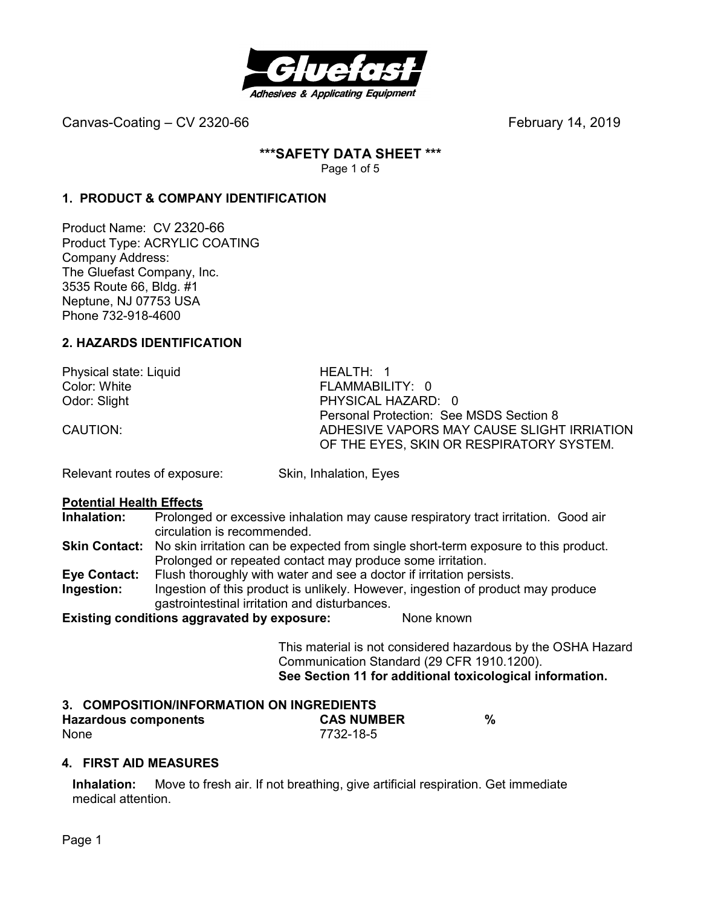Canvas-Coating – CV 2320-66 February 14, 2019

# ***SAFETY DATA SHEET ***

## 1. PRODUCT & COMPANY IDENTIFICATION

Product Name: CV 2320-66
Product Type: ACRYLIC COATING
Company Address:
The Gluefast Company, Inc.
3535 Route 66, Bldg. #1
Neptune, NJ 07753 USA
Phone 732-918-4600

## 2. HAZARDS IDENTIFICATION

Physical state: Liquid
Color: White
Odor: Slight

HEALTH: 1
FLAMMABILITY: 0
PHYSICAL HAZARD: 0
Personal Protection: See MSDS Section 8

CAUTION: ADHESIVE VAPORS MAY CAUSE SLIGHT IRRIATION OF THE EYES, SKIN OR RESPIRATORY SYSTEM.

Relevant routes of exposure: Skin, Inhalation, Eyes

**Potential Health Effects**

**Inhalation:** Prolonged or excessive inhalation may cause respiratory tract irritation. Good air circulation is recommended.

**Skin Contact:** No skin irritation can be expected from single short-term exposure to this product. Prolonged or repeated contact may produce some irritation.

**Eye Contact:** Flush thoroughly with water and see a doctor if irritation persists.

**Ingestion:** Ingestion of this product is unlikely. However, ingestion of product may produce gastrointestinal irritation and disturbances.

**Existing conditions aggravated by exposure:** None known

This material is not considered hazardous by the OSHA Hazard Communication Standard (29 CFR 1910.1200).
**See Section 11 for additional toxicological information.**

## 3. COMPOSITION/INFORMATION ON INGREDIENTS

| Hazardous components | CAS NUMBER | % |
|---|---|---|
| None | 7732-18-5 | |

## 4. FIRST AID MEASURES

**Inhalation:** Move to fresh air. If not breathing, give artificial respiration. Get immediate medical attention.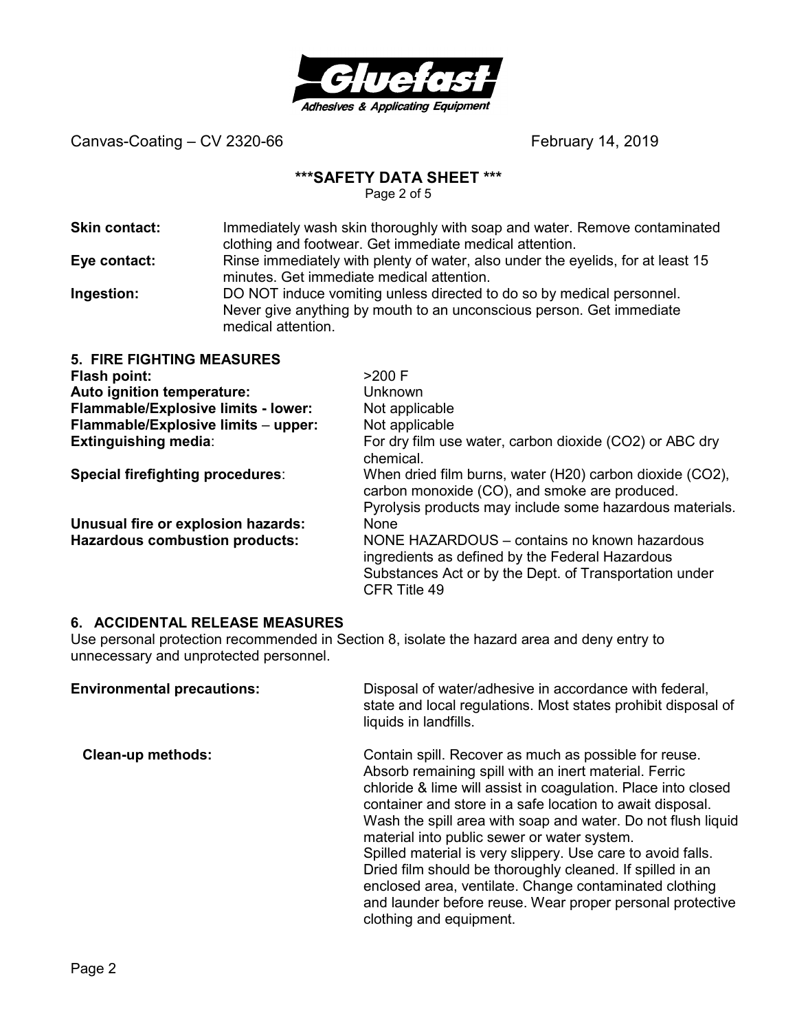**Skin contact:** Immediately wash skin thoroughly with soap and water. Remove contaminated clothing and footwear. Get immediate medical attention.

**Eye contact:** Rinse immediately with plenty of water, also under the eyelids, for at least 15 minutes. Get immediate medical attention.

**Ingestion:** DO NOT induce vomiting unless directed to do so by medical personnel. Never give anything by mouth to an unconscious person. Get immediate medical attention.

## 5. FIRE FIGHTING MEASURES

| | |
|---|---|
| **Flash point:** | >200 F |
| **Auto ignition temperature:** | Unknown |
| **Flammable/Explosive limits - lower:** | Not applicable |
| **Flammable/Explosive limits – upper:** | Not applicable |
| **Extinguishing media**: | For dry film use water, carbon dioxide ($CO_2$) or ABC dry chemical. |
| **Special firefighting procedures**: | When dried film burns, water (H20) carbon dioxide ($CO_2$), carbon monoxide (CO), and smoke are produced. Pyrolysis products may include some hazardous materials. |
| **Unusual fire or explosion hazards:** | None |
| **Hazardous combustion products:** | NONE HAZARDOUS – contains no known hazardous ingredients as defined by the Federal Hazardous Substances Act or by the Dept. of Transportation under CFR Title 49 |

## 6. ACCIDENTAL RELEASE MEASURES

Use personal protection recommended in Section 8, isolate the hazard area and deny entry to unnecessary and unprotected personnel.

**Environmental precautions:** Disposal of water/adhesive in accordance with federal, state and local regulations. Most states prohibit disposal of liquids in landfills.

**Clean-up methods:** Contain spill. Recover as much as possible for reuse. Absorb remaining spill with an inert material. Ferric chloride & lime will assist in coagulation. Place into closed container and store in a safe location to await disposal. Wash the spill area with soap and water. Do not flush liquid material into public sewer or water system.
Spilled material is very slippery. Use care to avoid falls. Dried film should be thoroughly cleaned. If spilled in an enclosed area, ventilate. Change contaminated clothing and launder before reuse. Wear proper personal protective clothing and equipment.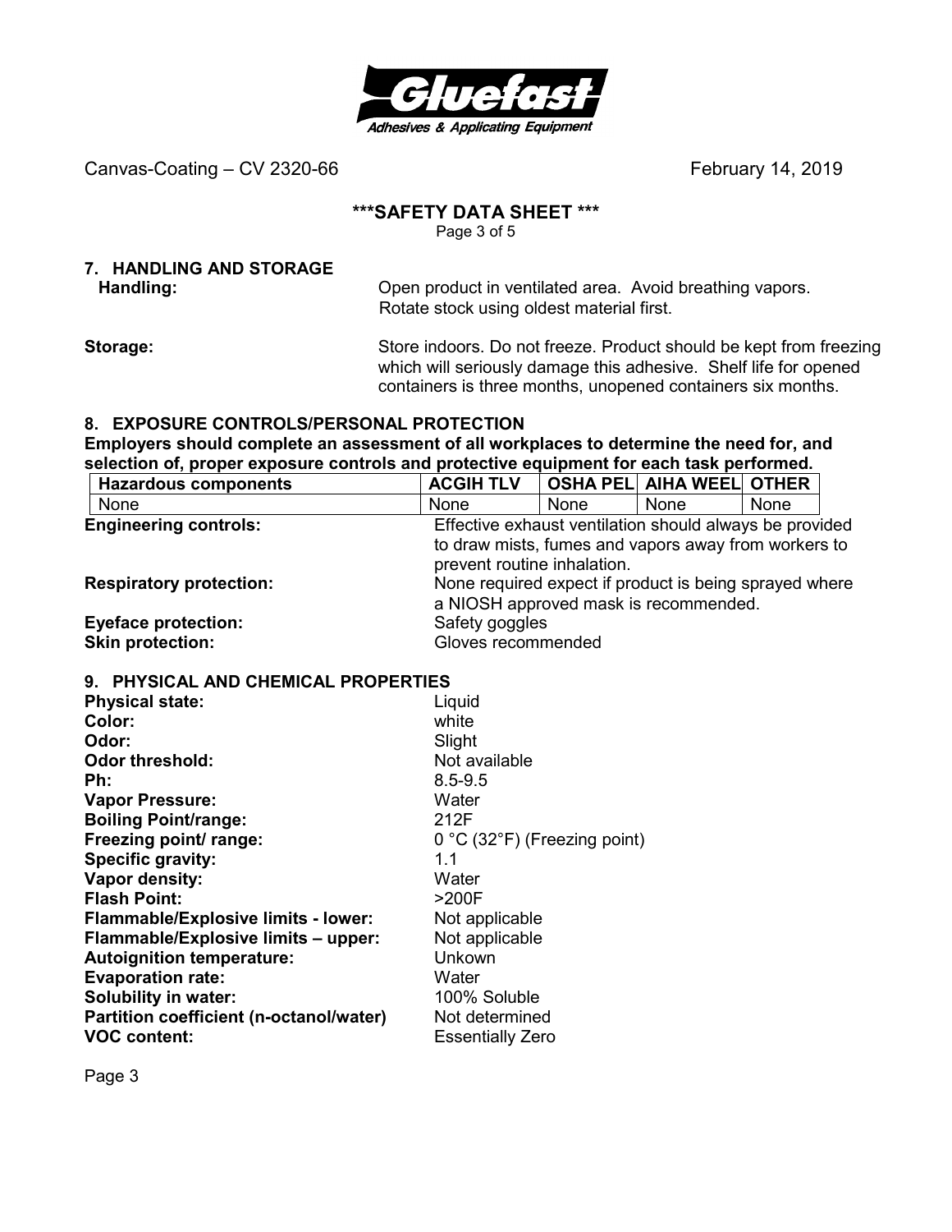Canvas-Coating – CV 2320-66 February 14, 2019

## \*\*\*SAFETY DATA SHEET \*\*\*

## 7. HANDLING AND STORAGE

**Handling:** Open product in ventilated area. Avoid breathing vapors. Rotate stock using oldest material first.

**Storage:** Store indoors. Do not freeze. Product should be kept from freezing which will seriously damage this adhesive. Shelf life for opened containers is three months, unopened containers six months.

## 8. EXPOSURE CONTROLS/PERSONAL PROTECTION

**Employers should complete an assessment of all workplaces to determine the need for, and selection of, proper exposure controls and protective equipment for each task performed.**

| Hazardous components | ACGIH TLV | OSHA PEL | AIHA WEEL | OTHER |
|---|---|---|---|---|
| None | None | None | None | None |

**Engineering controls:** Effective exhaust ventilation should always be provided to draw mists, fumes and vapors away from workers to prevent routine inhalation.

**Respiratory protection:** None required expect if product is being sprayed where a NIOSH approved mask is recommended.

**Eyeface protection:** Safety goggles

**Skin protection:** Gloves recommended

## 9. PHYSICAL AND CHEMICAL PROPERTIES

**Physical state:** Liquid
**Color:** white
**Odor:** Slight
**Odor threshold:** Not available
**Ph:** 8.5-9.5
**Vapor Pressure:** Water
**Boiling Point/range:** 212F
**Freezing point/ range:** 0 °C (32°F) (Freezing point)
**Specific gravity:** 1.1
**Vapor density:** Water
**Flash Point:** >200F
**Flammable/Explosive limits - lower:** Not applicable
**Flammable/Explosive limits – upper:** Not applicable
**Autoignition temperature:** Unkown
**Evaporation rate:** Water
**Solubility in water:** 100% Soluble
**Partition coefficient (n-octanol/water)** Not determined
**VOC content:** Essentially Zero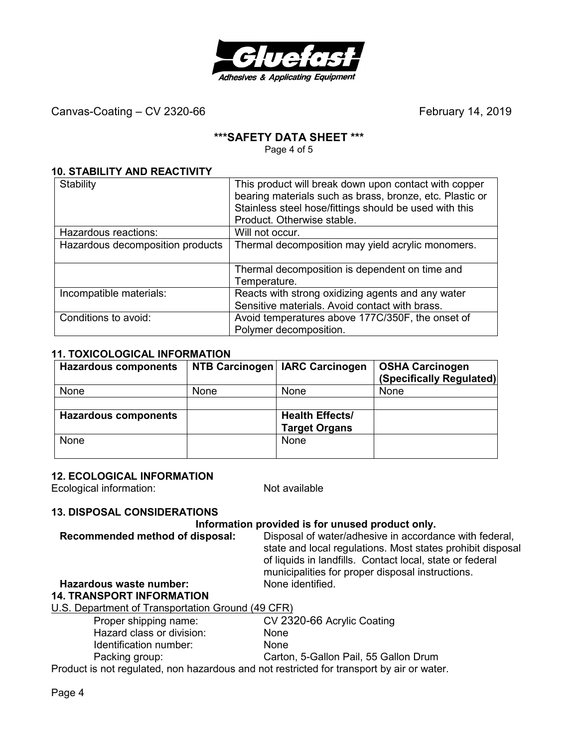## 10. STABILITY AND REACTIVITY

| Stability | This product will break down upon contact with copper bearing materials such as brass, bronze, etc. Plastic or Stainless steel hose/fittings should be used with this Product. Otherwise stable. |
|---|---|
| Hazardous reactions: | Will not occur. |
| Hazardous decomposition products | Thermal decomposition may yield acrylic monomers. |
| | Thermal decomposition is dependent on time and Temperature. |
| Incompatible materials: | Reacts with strong oxidizing agents and any water Sensitive materials. Avoid contact with brass. |
| Conditions to avoid: | Avoid temperatures above 177C/350F, the onset of Polymer decomposition. |

## 11. TOXICOLOGICAL INFORMATION

| Hazardous components | NTB Carcinogen | IARC Carcinogen | OSHA Carcinogen (Specifically Regulated) |
|---|---|---|---|
| None | None | None | None |
| | | | |
| **Hazardous components** | | **Health Effects/ Target Organs** | |
| None | | None | |

## 12. ECOLOGICAL INFORMATION

Ecological information: Not available

## 13. DISPOSAL CONSIDERATIONS

**Information provided is for unused product only.**

**Recommended method of disposal:** Disposal of water/adhesive in accordance with federal, state and local regulations. Most states prohibit disposal of liquids in landfills. Contact local, state or federal municipalities for proper disposal instructions.

**Hazardous waste number:** None identified.

## 14. TRANSPORT INFORMATION

U.S. Department of Transportation Ground (49 CFR)

- Proper shipping name: CV 2320-66 Acrylic Coating
- Hazard class or division: None
- Identification number: None
- Packing group: Carton, 5-Gallon Pail, 55 Gallon Drum

Product is not regulated, non hazardous and not restricted for transport by air or water.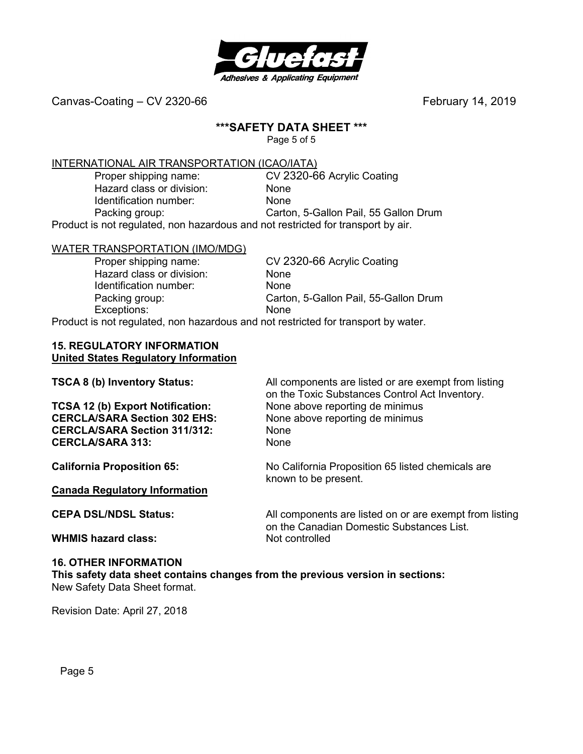INTERNATIONAL AIR TRANSPORTATION (ICAO/IATA)

| | |
|---|---|
| Proper shipping name: | CV 2320-66 Acrylic Coating |
| Hazard class or division: | None |
| Identification number: | None |
| Packing group: | Carton, 5-Gallon Pail, 55 Gallon Drum |

Product is not regulated, non hazardous and not restricted for transport by air.

WATER TRANSPORTATION (IMO/MDG)

| | |
|---|---|
| Proper shipping name: | CV 2320-66 Acrylic Coating |
| Hazard class or division: | None |
| Identification number: | None |
| Packing group: | Carton, 5-Gallon Pail, 55-Gallon Drum |
| Exceptions: | None |

Product is not regulated, non hazardous and not restricted for transport by water.

## 15. REGULATORY INFORMATION

**United States Regulatory Information**

| | |
|---|---|
| **TSCA 8 (b) Inventory Status:** | All components are listed or are exempt from listing on the Toxic Substances Control Act Inventory. |
| **TCSA 12 (b) Export Notification:** | None above reporting de minimus |
| **CERCLA/SARA Section 302 EHS:** | None above reporting de minimus |
| **CERCLA/SARA Section 311/312:** | None |
| **CERCLA/SARA 313:** | None |
| **California Proposition 65:** | No California Proposition 65 listed chemicals are known to be present. |

**Canada Regulatory Information**

| | |
|---|---|
| **CEPA DSL/NDSL Status:** | All components are listed on or are exempt from listing on the Canadian Domestic Substances List. |
| **WHMIS hazard class:** | Not controlled |

## 16. OTHER INFORMATION

**This safety data sheet contains changes from the previous version in sections:**
New Safety Data Sheet format.

Revision Date: April 27, 2018